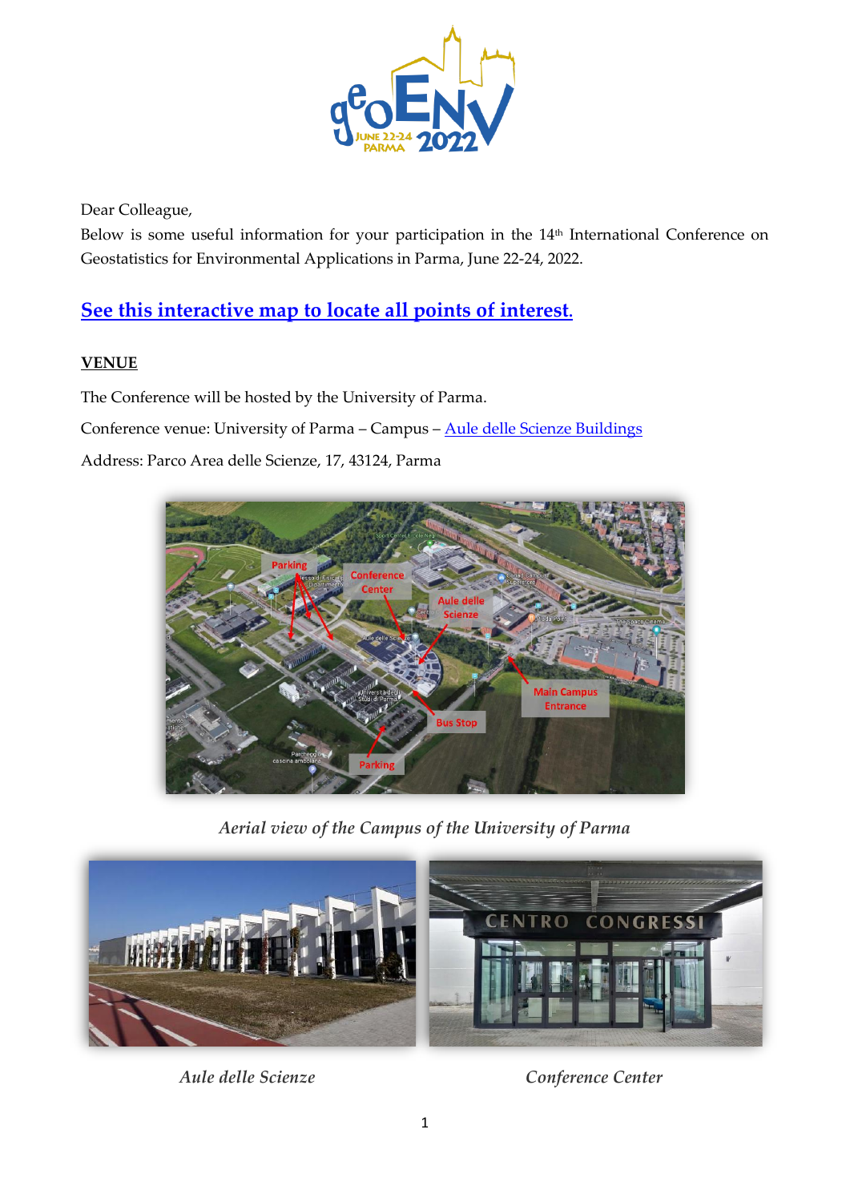Dear Colleague,

Below is some useful information for your participation in the 14th International Conference on Geostatistics for Environmental Applications in Parma, June 22-24, 2022.

## [See this interactive map to locate all points of interest.]

### VENUE

The Conference will be hosted by the University of Parma.

Conference venue: University of Parma – Campus – [Aule delle Scienze Buildings]

Address: Parco Area delle Scienze, 17, 43124, Parma

*Aerial view of the Campus of the University of Parma*

*Aule delle Scienze*

*Conference Center*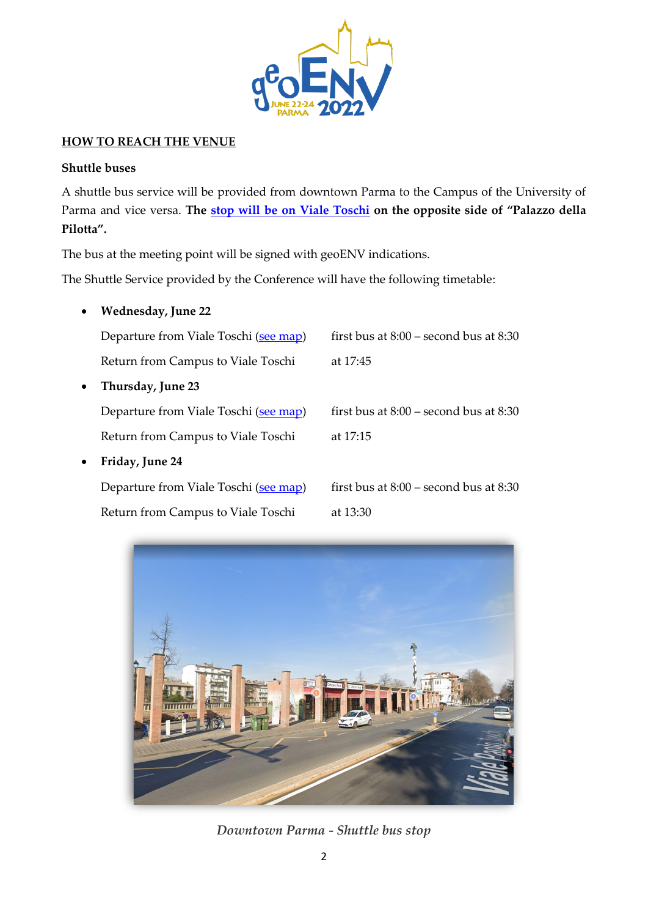## HOW TO REACH THE VENUE

### Shuttle buses

A shuttle bus service will be provided from downtown Parma to the Campus of the University of Parma and vice versa. **The stop will be on Viale Toschi on the opposite side of "Palazzo della Pilotta".**

The bus at the meeting point will be signed with geoENV indications.

The Shuttle Service provided by the Conference will have the following timetable:

- **Wednesday, June 22**

  Departure from Viale Toschi (see map) first bus at 8:00 – second bus at 8:30

  Return from Campus to Viale Toschi at 17:45

- **Thursday, June 23**

  Departure from Viale Toschi (see map) first bus at 8:00 – second bus at 8:30

  Return from Campus to Viale Toschi at 17:15

- **Friday, June 24**

  Departure from Viale Toschi (see map) first bus at 8:00 – second bus at 8:30

  Return from Campus to Viale Toschi at 13:30

*Downtown Parma - Shuttle bus stop*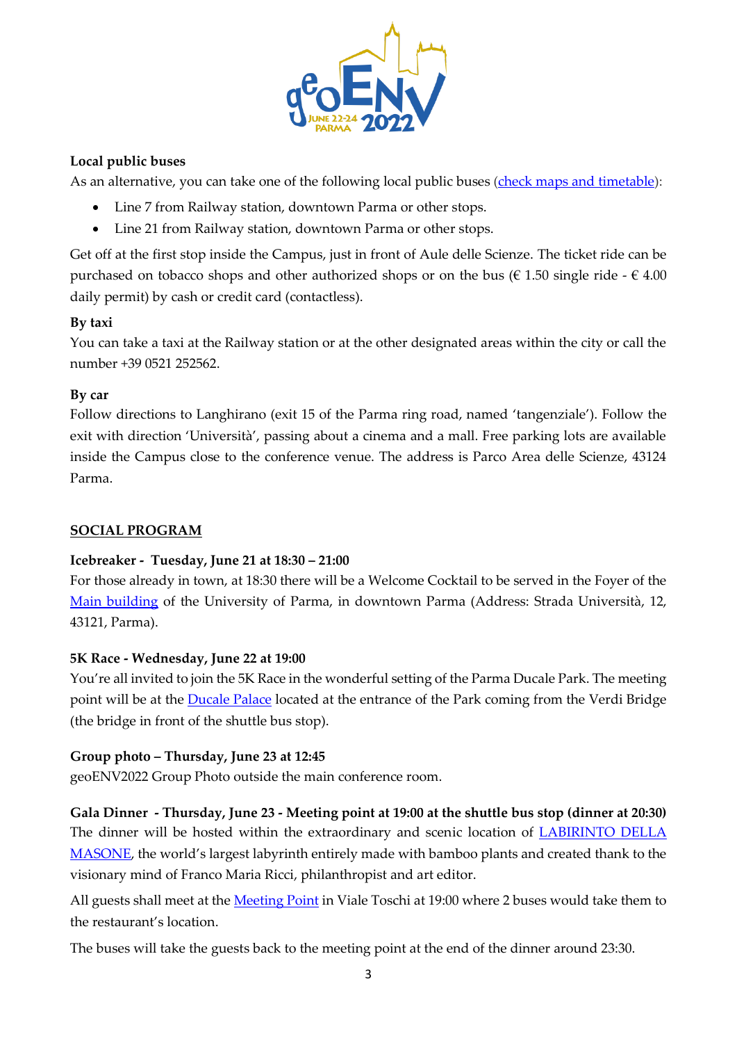**Local public buses**

As an alternative, you can take one of the following local public buses ([check maps and timetable]()):

- Line 7 from Railway station, downtown Parma or other stops.
- Line 21 from Railway station, downtown Parma or other stops.

Get off at the first stop inside the Campus, just in front of Aule delle Scienze. The ticket ride can be purchased on tobacco shops and other authorized shops or on the bus (€ 1.50 single ride - € 4.00 daily permit) by cash or credit card (contactless).

**By taxi**

You can take a taxi at the Railway station or at the other designated areas within the city or call the number +39 0521 252562.

**By car**

Follow directions to Langhirano (exit 15 of the Parma ring road, named 'tangenziale'). Follow the exit with direction 'Università', passing about a cinema and a mall. Free parking lots are available inside the Campus close to the conference venue. The address is Parco Area delle Scienze, 43124 Parma.

## SOCIAL PROGRAM

**Icebreaker - Tuesday, June 21 at 18:30 – 21:00**

For those already in town, at 18:30 there will be a Welcome Cocktail to be served in the Foyer of the [Main building]() of the University of Parma, in downtown Parma (Address: Strada Università, 12, 43121, Parma).

**5K Race - Wednesday, June 22 at 19:00**

You're all invited to join the 5K Race in the wonderful setting of the Parma Ducale Park. The meeting point will be at the [Ducale Palace]() located at the entrance of the Park coming from the Verdi Bridge (the bridge in front of the shuttle bus stop).

**Group photo – Thursday, June 23 at 12:45**

geoENV2022 Group Photo outside the main conference room.

**Gala Dinner - Thursday, June 23 - Meeting point at 19:00 at the shuttle bus stop (dinner at 20:30)**

The dinner will be hosted within the extraordinary and scenic location of [LABIRINTO DELLA MASONE](), the world's largest labyrinth entirely made with bamboo plants and created thank to the visionary mind of Franco Maria Ricci, philanthropist and art editor.

All guests shall meet at the [Meeting Point]() in Viale Toschi at 19:00 where 2 buses would take them to the restaurant's location.

The buses will take the guests back to the meeting point at the end of the dinner around 23:30.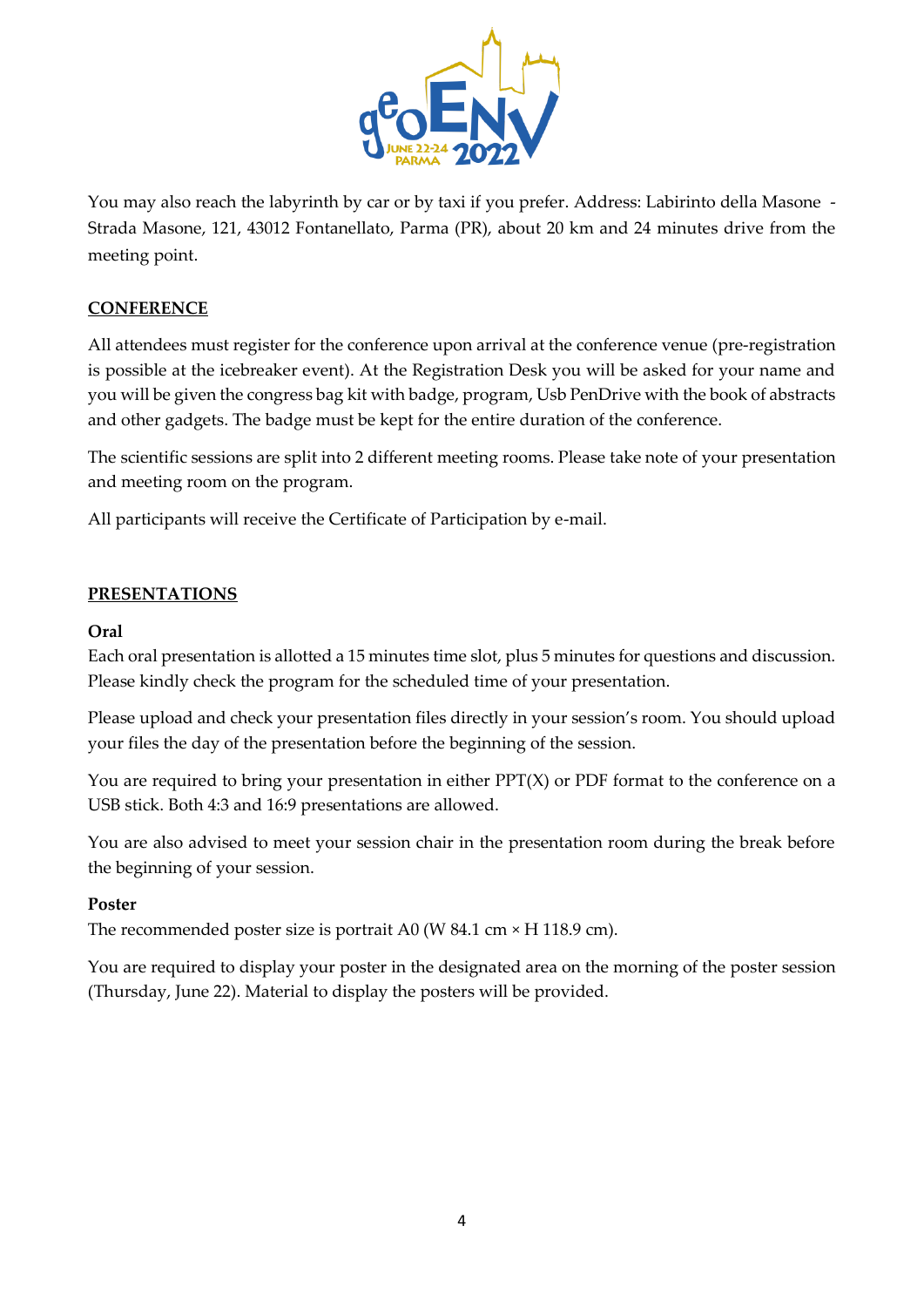You may also reach the labyrinth by car or by taxi if you prefer. Address: Labirinto della Masone - Strada Masone, 121, 43012 Fontanellato, Parma (PR), about 20 km and 24 minutes drive from the meeting point.

## CONFERENCE

All attendees must register for the conference upon arrival at the conference venue (pre-registration is possible at the icebreaker event). At the Registration Desk you will be asked for your name and you will be given the congress bag kit with badge, program, Usb PenDrive with the book of abstracts and other gadgets. The badge must be kept for the entire duration of the conference.

The scientific sessions are split into 2 different meeting rooms. Please take note of your presentation and meeting room on the program.

All participants will receive the Certificate of Participation by e-mail.

## PRESENTATIONS

### Oral

Each oral presentation is allotted a 15 minutes time slot, plus 5 minutes for questions and discussion. Please kindly check the program for the scheduled time of your presentation.

Please upload and check your presentation files directly in your session's room. You should upload your files the day of the presentation before the beginning of the session.

You are required to bring your presentation in either PPT(X) or PDF format to the conference on a USB stick. Both 4:3 and 16:9 presentations are allowed.

You are also advised to meet your session chair in the presentation room during the break before the beginning of your session.

### Poster

The recommended poster size is portrait A0 (W 84.1 cm × H 118.9 cm).

You are required to display your poster in the designated area on the morning of the poster session (Thursday, June 22). Material to display the posters will be provided.